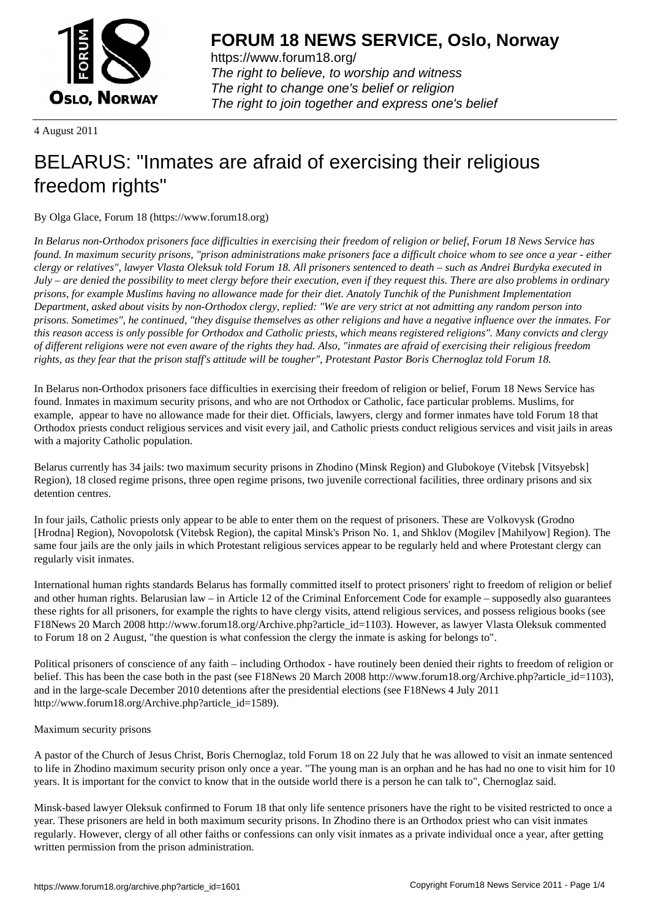# FORUM 18 NEWS SERVICE, Oslo, Norway

https://www.forum18.org/
*The right to believe, to worship and witness*
*The right to change one's belief or religion*
*The right to join together and express one's belief*

4 August 2011

# BELARUS: "Inmates are afraid of exercising their religious freedom rights"

By Olga Glace, Forum 18 (https://www.forum18.org)

*In Belarus non-Orthodox prisoners face difficulties in exercising their freedom of religion or belief, Forum 18 News Service has found. In maximum security prisons, "prison administrations make prisoners face a difficult choice whom to see once a year - either clergy or relatives", lawyer Vlasta Oleksuk told Forum 18. All prisoners sentenced to death – such as Andrei Burdyka executed in July – are denied the possibility to meet clergy before their execution, even if they request this. There are also problems in ordinary prisons, for example Muslims having no allowance made for their diet. Anatoly Tunchik of the Punishment Implementation Department, asked about visits by non-Orthodox clergy, replied: "We are very strict at not admitting any random person into prisons. Sometimes", he continued, "they disguise themselves as other religions and have a negative influence over the inmates. For this reason access is only possible for Orthodox and Catholic priests, which means registered religions". Many convicts and clergy of different religions were not even aware of the rights they had. Also, "inmates are afraid of exercising their religious freedom rights, as they fear that the prison staff's attitude will be tougher", Protestant Pastor Boris Chernoglaz told Forum 18.*

In Belarus non-Orthodox prisoners face difficulties in exercising their freedom of religion or belief, Forum 18 News Service has found. Inmates in maximum security prisons, and who are not Orthodox or Catholic, face particular problems. Muslims, for example, appear to have no allowance made for their diet. Officials, lawyers, clergy and former inmates have told Forum 18 that Orthodox priests conduct religious services and visit every jail, and Catholic priests conduct religious services and visit jails in areas with a majority Catholic population.

Belarus currently has 34 jails: two maximum security prisons in Zhodino (Minsk Region) and Glubokoye (Vitebsk [Vitsyebsk] Region), 18 closed regime prisons, three open regime prisons, two juvenile correctional facilities, three ordinary prisons and six detention centres.

In four jails, Catholic priests only appear to be able to enter them on the request of prisoners. These are Volkovysk (Grodno [Hrodna] Region), Novopolotsk (Vitebsk Region), the capital Minsk's Prison No. 1, and Shklov (Mogilev [Mahilyow] Region). The same four jails are the only jails in which Protestant religious services appear to be regularly held and where Protestant clergy can regularly visit inmates.

International human rights standards Belarus has formally committed itself to protect prisoners' right to freedom of religion or belief and other human rights. Belarusian law – in Article 12 of the Criminal Enforcement Code for example – supposedly also guarantees these rights for all prisoners, for example the rights to have clergy visits, attend religious services, and possess religious books (see F18News 20 March 2008 http://www.forum18.org/Archive.php?article_id=1103). However, as lawyer Vlasta Oleksuk commented to Forum 18 on 2 August, "the question is what confession the clergy the inmate is asking for belongs to".

Political prisoners of conscience of any faith – including Orthodox - have routinely been denied their rights to freedom of religion or belief. This has been the case both in the past (see F18News 20 March 2008 http://www.forum18.org/Archive.php?article_id=1103), and in the large-scale December 2010 detentions after the presidential elections (see F18News 4 July 2011 http://www.forum18.org/Archive.php?article_id=1589).

Maximum security prisons

A pastor of the Church of Jesus Christ, Boris Chernoglaz, told Forum 18 on 22 July that he was allowed to visit an inmate sentenced to life in Zhodino maximum security prison only once a year. "The young man is an orphan and he has had no one to visit him for 10 years. It is important for the convict to know that in the outside world there is a person he can talk to", Chernoglaz said.

Minsk-based lawyer Oleksuk confirmed to Forum 18 that only life sentence prisoners have the right to be visited restricted to once a year. These prisoners are held in both maximum security prisons. In Zhodino there is an Orthodox priest who can visit inmates regularly. However, clergy of all other faiths or confessions can only visit inmates as a private individual once a year, after getting written permission from the prison administration.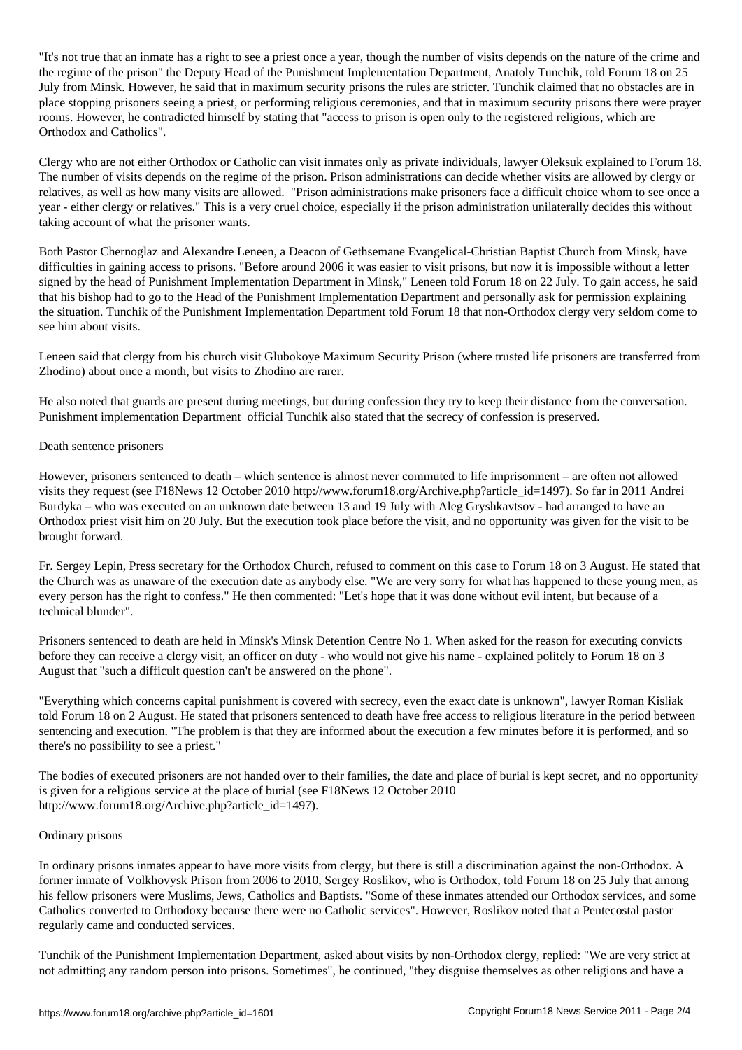"It's not true that an inmate has a right to see a priest once a year, though the number of visits depends on the nature of the crime and the regime of the prison" the Deputy Head of the Punishment Implementation Department, Anatoly Tunchik, told Forum 18 on 25 July from Minsk. However, he said that in maximum security prisons the rules are stricter. Tunchik claimed that no obstacles are in place stopping prisoners seeing a priest, or performing religious ceremonies, and that in maximum security prisons there were prayer rooms. However, he contradicted himself by stating that "access to prison is open only to the registered religions, which are Orthodox and Catholics".

Clergy who are not either Orthodox or Catholic can visit inmates only as private individuals, lawyer Oleksuk explained to Forum 18. The number of visits depends on the regime of the prison. Prison administrations can decide whether visits are allowed by clergy or relatives, as well as how many visits are allowed. "Prison administrations make prisoners face a difficult choice whom to see once a year - either clergy or relatives." This is a very cruel choice, especially if the prison administration unilaterally decides this without taking account of what the prisoner wants.

Both Pastor Chernoglaz and Alexandre Leneen, a Deacon of Gethsemane Evangelical-Christian Baptist Church from Minsk, have difficulties in gaining access to prisons. "Before around 2006 it was easier to visit prisons, but now it is impossible without a letter signed by the head of Punishment Implementation Department in Minsk," Leneen told Forum 18 on 22 July. To gain access, he said that his bishop had to go to the Head of the Punishment Implementation Department and personally ask for permission explaining the situation. Tunchik of the Punishment Implementation Department told Forum 18 that non-Orthodox clergy very seldom come to see him about visits.

Leneen said that clergy from his church visit Glubokoye Maximum Security Prison (where trusted life prisoners are transferred from Zhodino) about once a month, but visits to Zhodino are rarer.

He also noted that guards are present during meetings, but during confession they try to keep their distance from the conversation. Punishment implementation Department official Tunchik also stated that the secrecy of confession is preserved.

## Death sentence prisoners

However, prisoners sentenced to death – which sentence is almost never commuted to life imprisonment – are often not allowed visits they request (see F18News 12 October 2010 http://www.forum18.org/Archive.php?article_id=1497). So far in 2011 Andrei Burdyka – who was executed on an unknown date between 13 and 19 July with Aleg Gryshkavtsov - had arranged to have an Orthodox priest visit him on 20 July. But the execution took place before the visit, and no opportunity was given for the visit to be brought forward.

Fr. Sergey Lepin, Press secretary for the Orthodox Church, refused to comment on this case to Forum 18 on 3 August. He stated that the Church was as unaware of the execution date as anybody else. "We are very sorry for what has happened to these young men, as every person has the right to confess." He then commented: "Let's hope that it was done without evil intent, but because of a technical blunder".

Prisoners sentenced to death are held in Minsk's Minsk Detention Centre No 1. When asked for the reason for executing convicts before they can receive a clergy visit, an officer on duty - who would not give his name - explained politely to Forum 18 on 3 August that "such a difficult question can't be answered on the phone".

"Everything which concerns capital punishment is covered with secrecy, even the exact date is unknown", lawyer Roman Kisliak told Forum 18 on 2 August. He stated that prisoners sentenced to death have free access to religious literature in the period between sentencing and execution. "The problem is that they are informed about the execution a few minutes before it is performed, and so there's no possibility to see a priest."

The bodies of executed prisoners are not handed over to their families, the date and place of burial is kept secret, and no opportunity is given for a religious service at the place of burial (see F18News 12 October 2010 http://www.forum18.org/Archive.php?article_id=1497).

## Ordinary prisons

In ordinary prisons inmates appear to have more visits from clergy, but there is still a discrimination against the non-Orthodox. A former inmate of Volkhovysk Prison from 2006 to 2010, Sergey Roslikov, who is Orthodox, told Forum 18 on 25 July that among his fellow prisoners were Muslims, Jews, Catholics and Baptists. "Some of these inmates attended our Orthodox services, and some Catholics converted to Orthodoxy because there were no Catholic services". However, Roslikov noted that a Pentecostal pastor regularly came and conducted services.

Tunchik of the Punishment Implementation Department, asked about visits by non-Orthodox clergy, replied: "We are very strict at not admitting any random person into prisons. Sometimes", he continued, "they disguise themselves as other religions and have a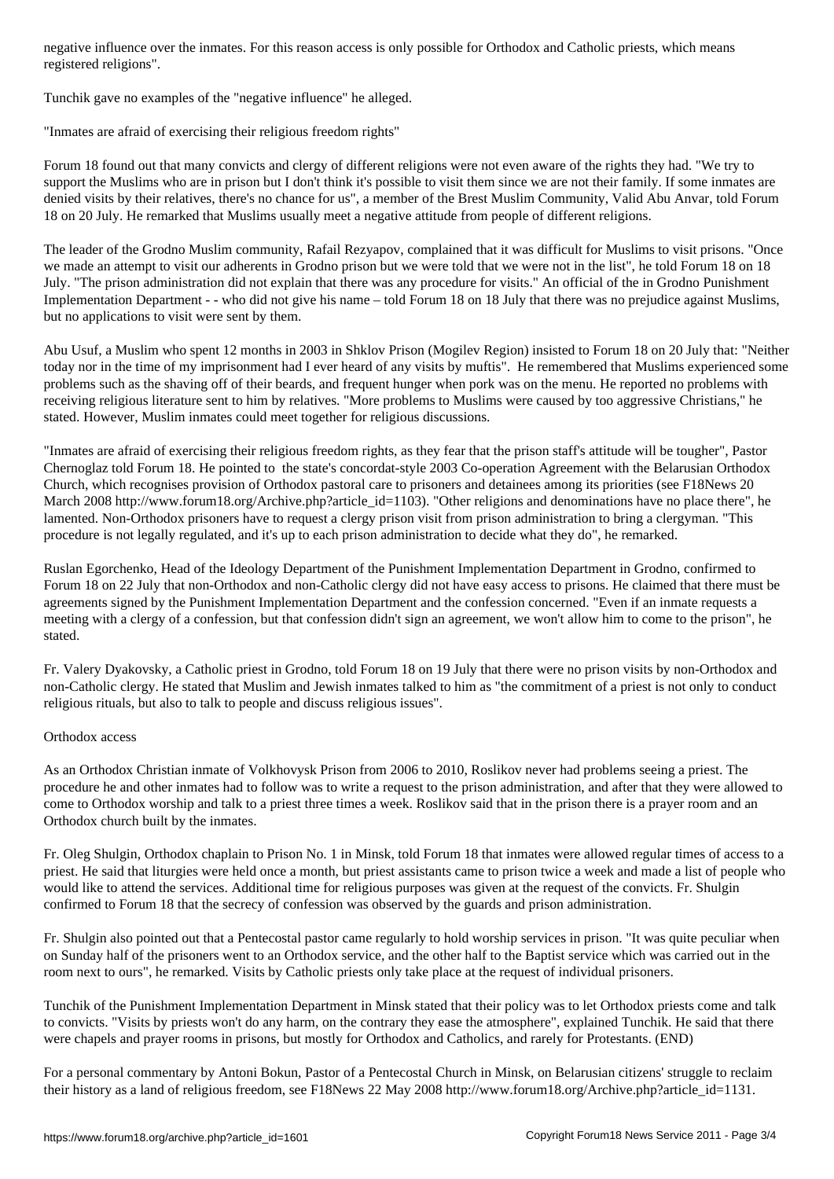negative influence over the inmates. For this reason access is only possible for Orthodox and Catholic priests, which means registered religions".

Tunchik gave no examples of the "negative influence" he alleged.

"Inmates are afraid of exercising their religious freedom rights"

Forum 18 found out that many convicts and clergy of different religions were not even aware of the rights they had. "We try to support the Muslims who are in prison but I don't think it's possible to visit them since we are not their family. If some inmates are denied visits by their relatives, there's no chance for us", a member of the Brest Muslim Community, Valid Abu Anvar, told Forum 18 on 20 July. He remarked that Muslims usually meet a negative attitude from people of different religions.

The leader of the Grodno Muslim community, Rafail Rezyapov, complained that it was difficult for Muslims to visit prisons. "Once we made an attempt to visit our adherents in Grodno prison but we were told that we were not in the list", he told Forum 18 on 18 July. "The prison administration did not explain that there was any procedure for visits." An official of the in Grodno Punishment Implementation Department - - who did not give his name – told Forum 18 on 18 July that there was no prejudice against Muslims, but no applications to visit were sent by them.

Abu Usuf, a Muslim who spent 12 months in 2003 in Shklov Prison (Mogilev Region) insisted to Forum 18 on 20 July that: "Neither today nor in the time of my imprisonment had I ever heard of any visits by muftis". He remembered that Muslims experienced some problems such as the shaving off of their beards, and frequent hunger when pork was on the menu. He reported no problems with receiving religious literature sent to him by relatives. "More problems to Muslims were caused by too aggressive Christians," he stated. However, Muslim inmates could meet together for religious discussions.

"Inmates are afraid of exercising their religious freedom rights, as they fear that the prison staff's attitude will be tougher", Pastor Chernoglaz told Forum 18. He pointed to the state's concordat-style 2003 Co-operation Agreement with the Belarusian Orthodox Church, which recognises provision of Orthodox pastoral care to prisoners and detainees among its priorities (see F18News 20 March 2008 http://www.forum18.org/Archive.php?article_id=1103). "Other religions and denominations have no place there", he lamented. Non-Orthodox prisoners have to request a clergy prison visit from prison administration to bring a clergyman. "This procedure is not legally regulated, and it's up to each prison administration to decide what they do", he remarked.

Ruslan Egorchenko, Head of the Ideology Department of the Punishment Implementation Department in Grodno, confirmed to Forum 18 on 22 July that non-Orthodox and non-Catholic clergy did not have easy access to prisons. He claimed that there must be agreements signed by the Punishment Implementation Department and the confession concerned. "Even if an inmate requests a meeting with a clergy of a confession, but that confession didn't sign an agreement, we won't allow him to come to the prison", he stated.

Fr. Valery Dyakovsky, a Catholic priest in Grodno, told Forum 18 on 19 July that there were no prison visits by non-Orthodox and non-Catholic clergy. He stated that Muslim and Jewish inmates talked to him as "the commitment of a priest is not only to conduct religious rituals, but also to talk to people and discuss religious issues".

Orthodox access

As an Orthodox Christian inmate of Volkhovysk Prison from 2006 to 2010, Roslikov never had problems seeing a priest. The procedure he and other inmates had to follow was to write a request to the prison administration, and after that they were allowed to come to Orthodox worship and talk to a priest three times a week. Roslikov said that in the prison there is a prayer room and an Orthodox church built by the inmates.

Fr. Oleg Shulgin, Orthodox chaplain to Prison No. 1 in Minsk, told Forum 18 that inmates were allowed regular times of access to a priest. He said that liturgies were held once a month, but priest assistants came to prison twice a week and made a list of people who would like to attend the services. Additional time for religious purposes was given at the request of the convicts. Fr. Shulgin confirmed to Forum 18 that the secrecy of confession was observed by the guards and prison administration.

Fr. Shulgin also pointed out that a Pentecostal pastor came regularly to hold worship services in prison. "It was quite peculiar when on Sunday half of the prisoners went to an Orthodox service, and the other half to the Baptist service which was carried out in the room next to ours", he remarked. Visits by Catholic priests only take place at the request of individual prisoners.

Tunchik of the Punishment Implementation Department in Minsk stated that their policy was to let Orthodox priests come and talk to convicts. "Visits by priests won't do any harm, on the contrary they ease the atmosphere", explained Tunchik. He said that there were chapels and prayer rooms in prisons, but mostly for Orthodox and Catholics, and rarely for Protestants. (END)

For a personal commentary by Antoni Bokun, Pastor of a Pentecostal Church in Minsk, on Belarusian citizens' struggle to reclaim their history as a land of religious freedom, see F18News 22 May 2008 http://www.forum18.org/Archive.php?article_id=1131.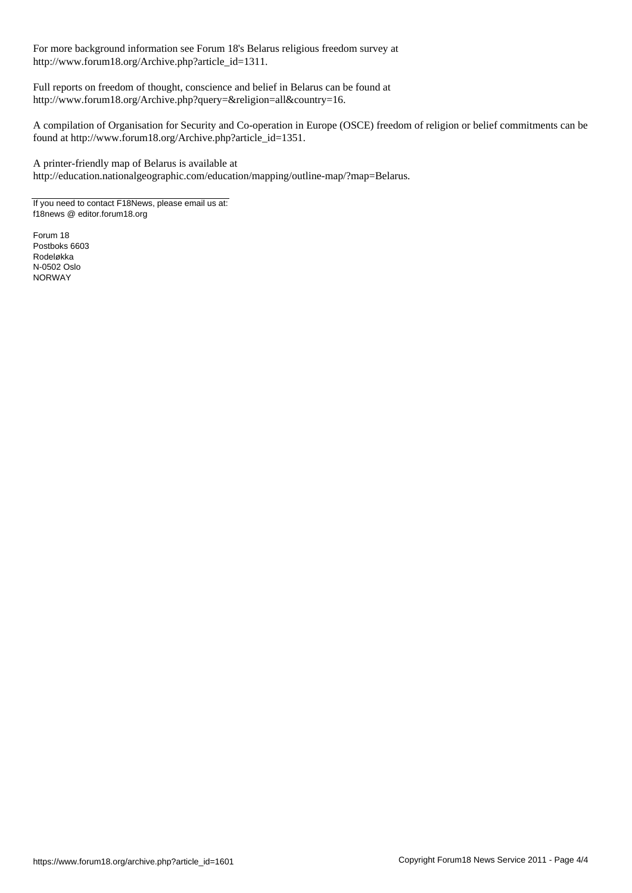For more background information see Forum 18's Belarus religious freedom survey at http://www.forum18.org/Archive.php?article_id=1311.

Full reports on freedom of thought, conscience and belief in Belarus can be found at http://www.forum18.org/Archive.php?query=&religion=all&country=16.

A compilation of Organisation for Security and Co-operation in Europe (OSCE) freedom of religion or belief commitments can be found at http://www.forum18.org/Archive.php?article_id=1351.

A printer-friendly map of Belarus is available at http://education.nationalgeographic.com/education/mapping/outline-map/?map=Belarus.

---

If you need to contact F18News, please email us at:
f18news @ editor.forum18.org

Forum 18
Postboks 6603
Rodeløkka
N-0502 Oslo
NORWAY